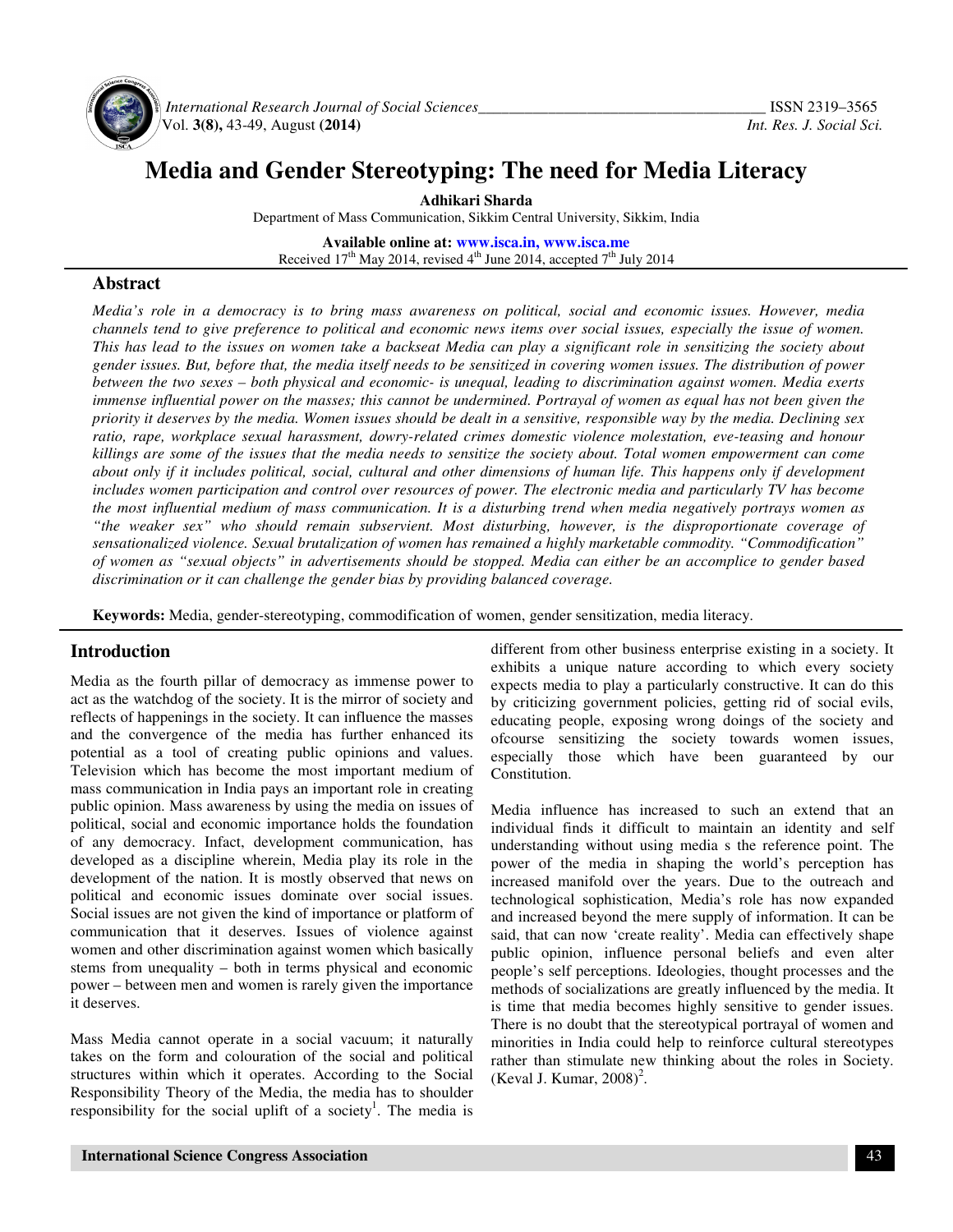# Media and Gender Stereotyping: The need for Media Literacy

**Adhikari Sharda**

Department of Mass Communication, Sikkim Central University, Sikkim, India

**Available online at: www.isca.in, www.isca.me**

Received 17th May 2014, revised 4th June 2014, accepted 7th July 2014

## Abstract

*Media's role in a democracy is to bring mass awareness on political, social and economic issues. However, media channels tend to give preference to political and economic news items over social issues, especially the issue of women. This has lead to the issues on women take a backseat Media can play a significant role in sensitizing the society about gender issues. But, before that, the media itself needs to be sensitized in covering women issues. The distribution of power between the two sexes – both physical and economic- is unequal, leading to discrimination against women. Media exerts immense influential power on the masses; this cannot be undermined. Portrayal of women as equal has not been given the priority it deserves by the media. Women issues should be dealt in a sensitive, responsible way by the media. Declining sex ratio, rape, workplace sexual harassment, dowry-related crimes domestic violence molestation, eve-teasing and honour killings are some of the issues that the media needs to sensitize the society about. Total women empowerment can come about only if it includes political, social, cultural and other dimensions of human life. This happens only if development includes women participation and control over resources of power. The electronic media and particularly TV has become the most influential medium of mass communication. It is a disturbing trend when media negatively portrays women as "the weaker sex" who should remain subservient. Most disturbing, however, is the disproportionate coverage of sensationalized violence. Sexual brutalization of women has remained a highly marketable commodity. "Commodification" of women as "sexual objects" in advertisements should be stopped. Media can either be an accomplice to gender based discrimination or it can challenge the gender bias by providing balanced coverage.*

**Keywords:** Media, gender-stereotyping, commodification of women, gender sensitization, media literacy.

## Introduction

Media as the fourth pillar of democracy as immense power to act as the watchdog of the society. It is the mirror of society and reflects of happenings in the society. It can influence the masses and the convergence of the media has further enhanced its potential as a tool of creating public opinions and values. Television which has become the most important medium of mass communication in India pays an important role in creating public opinion. Mass awareness by using the media on issues of political, social and economic importance holds the foundation of any democracy. Infact, development communication, has developed as a discipline wherein, Media play its role in the development of the nation. It is mostly observed that news on political and economic issues dominate over social issues. Social issues are not given the kind of importance or platform of communication that it deserves. Issues of violence against women and other discrimination against women which basically stems from unequality – both in terms physical and economic power – between men and women is rarely given the importance it deserves.

Mass Media cannot operate in a social vacuum; it naturally takes on the form and colouration of the social and political structures within which it operates. According to the Social Responsibility Theory of the Media, the media has to shoulder responsibility for the social uplift of a society[1]. The media is different from other business enterprise existing in a society. It exhibits a unique nature according to which every society expects media to play a particularly constructive. It can do this by criticizing government policies, getting rid of social evils, educating people, exposing wrong doings of the society and ofcourse sensitizing the society towards women issues, especially those which have been guaranteed by our Constitution.

Media influence has increased to such an extend that an individual finds it difficult to maintain an identity and self understanding without using media s the reference point. The power of the media in shaping the world's perception has increased manifold over the years. Due to the outreach and technological sophistication, Media's role has now expanded and increased beyond the mere supply of information. It can be said, that can now 'create reality'. Media can effectively shape public opinion, influence personal beliefs and even alter people's self perceptions. Ideologies, thought processes and the methods of socializations are greatly influenced by the media. It is time that media becomes highly sensitive to gender issues. There is no doubt that the stereotypical portrayal of women and minorities in India could help to reinforce cultural stereotypes rather than stimulate new thinking about the roles in Society. (Keval J. Kumar, 2008)[2].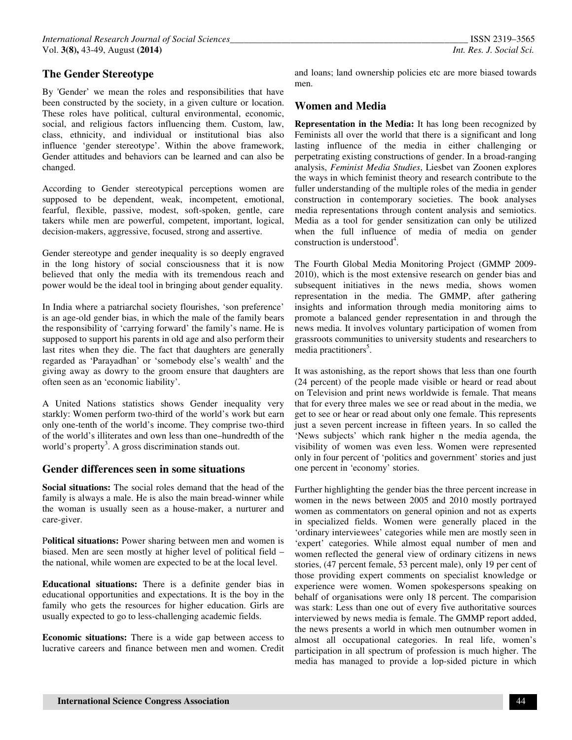## The Gender Stereotype

By 'Gender' we mean the roles and responsibilities that have been constructed by the society, in a given culture or location. These roles have political, cultural environmental, economic, social, and religious factors influencing them. Custom, law, class, ethnicity, and individual or institutional bias also influence 'gender stereotype'. Within the above framework, Gender attitudes and behaviors can be learned and can also be changed.

According to Gender stereotypical perceptions women are supposed to be dependent, weak, incompetent, emotional, fearful, flexible, passive, modest, soft-spoken, gentle, care takers while men are powerful, competent, important, logical, decision-makers, aggressive, focused, strong and assertive.

Gender stereotype and gender inequality is so deeply engraved in the long history of social consciousness that it is now believed that only the media with its tremendous reach and power would be the ideal tool in bringing about gender equality.

In India where a patriarchal society flourishes, 'son preference' is an age-old gender bias, in which the male of the family bears the responsibility of 'carrying forward' the family's name. He is supposed to support his parents in old age and also perform their last rites when they die. The fact that daughters are generally regarded as 'Parayadhan' or 'somebody else's wealth' and the giving away as dowry to the groom ensure that daughters are often seen as an 'economic liability'.

A United Nations statistics shows Gender inequality very starkly: Women perform two-third of the world's work but earn only one-tenth of the world's income. They comprise two-third of the world's illiterates and own less than one–hundredth of the world's property[3]. A gross discrimination stands out.

## Gender differences seen in some situations

**Social situations:** The social roles demand that the head of the family is always a male. He is also the main bread-winner while the woman is usually seen as a house-maker, a nurturer and care-giver.

**Political situations:** Power sharing between men and women is biased. Men are seen mostly at higher level of political field – the national, while women are expected to be at the local level.

**Educational situations:** There is a definite gender bias in educational opportunities and expectations. It is the boy in the family who gets the resources for higher education. Girls are usually expected to go to less-challenging academic fields.

**Economic situations:** There is a wide gap between access to lucrative careers and finance between men and women. Credit and loans; land ownership policies etc are more biased towards men.

## Women and Media

**Representation in the Media:** It has long been recognized by Feminists all over the world that there is a significant and long lasting influence of the media in either challenging or perpetrating existing constructions of gender. In a broad-ranging analysis, *Feminist Media Studies*, Liesbet van Zoonen explores the ways in which feminist theory and research contribute to the fuller understanding of the multiple roles of the media in gender construction in contemporary societies. The book analyses media representations through content analysis and semiotics. Media as a tool for gender sensitization can only be utilized when the full influence of media of media on gender construction is understood[4].

The Fourth Global Media Monitoring Project (GMMP 2009-2010), which is the most extensive research on gender bias and subsequent initiatives in the news media, shows women representation in the media. The GMMP, after gathering insights and information through media monitoring aims to promote a balanced gender representation in and through the news media. It involves voluntary participation of women from grassroots communities to university students and researchers to media practitioners[5].

It was astonishing, as the report shows that less than one fourth (24 percent) of the people made visible or heard or read about on Television and print news worldwide is female. That means that for every three males we see or read about in the media, we get to see or hear or read about only one female. This represents just a seven percent increase in fifteen years. In so called the 'News subjects' which rank higher n the media agenda, the visibility of women was even less. Women were represented only in four percent of 'politics and government' stories and just one percent in 'economy' stories.

Further highlighting the gender bias the three percent increase in women in the news between 2005 and 2010 mostly portrayed women as commentators on general opinion and not as experts in specialized fields. Women were generally placed in the 'ordinary interviewees' categories while men are mostly seen in 'expert' categories. While almost equal number of men and women reflected the general view of ordinary citizens in news stories, (47 percent female, 53 percent male), only 19 per cent of those providing expert comments on specialist knowledge or experience were women. Women spokespersons speaking on behalf of organisations were only 18 percent. The comparision was stark: Less than one out of every five authoritative sources interviewed by news media is female. The GMMP report added, the news presents a world in which men outnumber women in almost all occupational categories. In real life, women's participation in all spectrum of profession is much higher. The media has managed to provide a lop-sided picture in which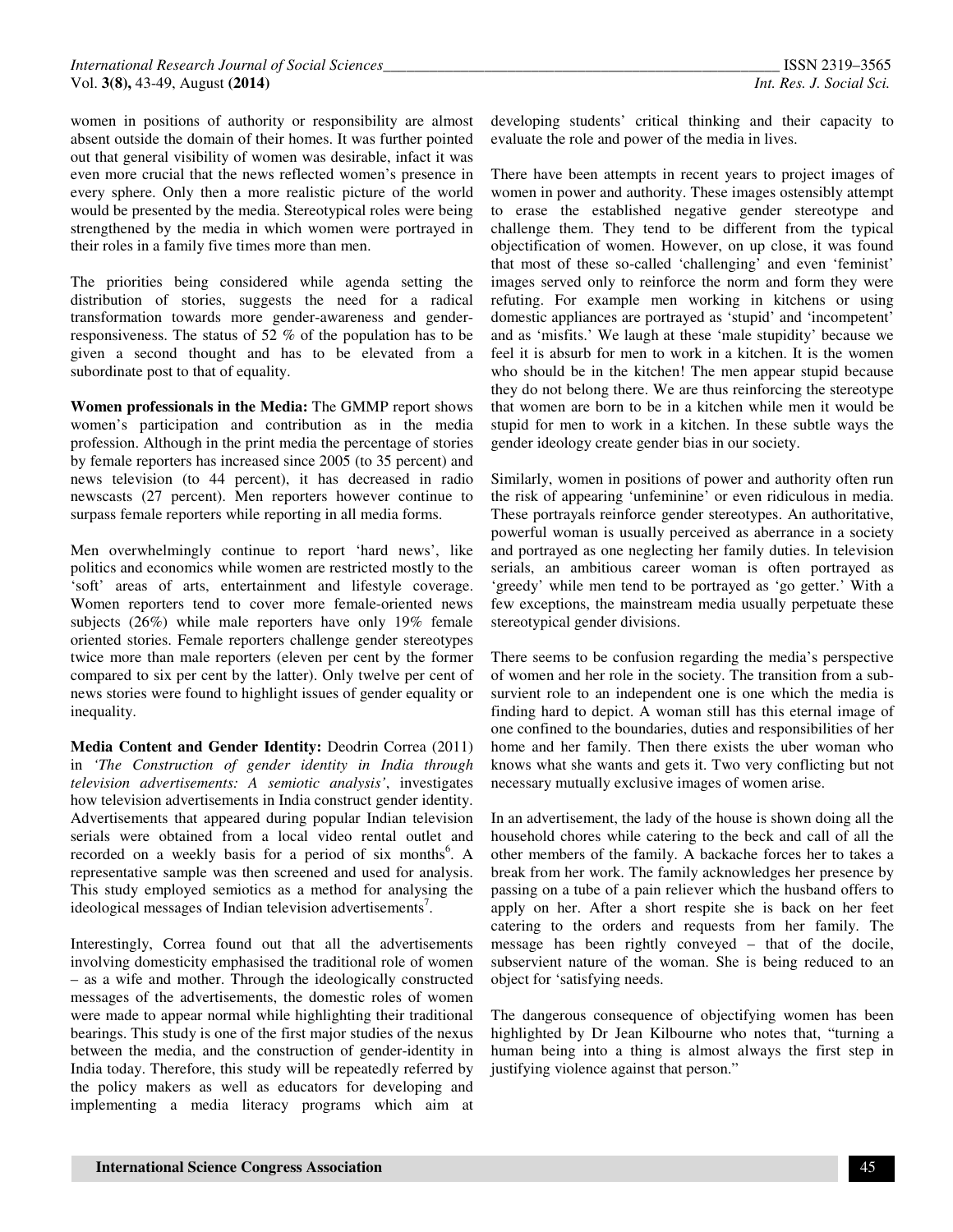women in positions of authority or responsibility are almost absent outside the domain of their homes. It was further pointed out that general visibility of women was desirable, infact it was even more crucial that the news reflected women's presence in every sphere. Only then a more realistic picture of the world would be presented by the media. Stereotypical roles were being strengthened by the media in which women were portrayed in their roles in a family five times more than men.

The priorities being considered while agenda setting the distribution of stories, suggests the need for a radical transformation towards more gender-awareness and gender-responsiveness. The status of 52 % of the population has to be given a second thought and has to be elevated from a subordinate post to that of equality.

**Women professionals in the Media:** The GMMP report shows women's participation and contribution as in the media profession. Although in the print media the percentage of stories by female reporters has increased since 2005 (to 35 percent) and news television (to 44 percent), it has decreased in radio newscasts (27 percent). Men reporters however continue to surpass female reporters while reporting in all media forms.

Men overwhelmingly continue to report 'hard news', like politics and economics while women are restricted mostly to the 'soft' areas of arts, entertainment and lifestyle coverage. Women reporters tend to cover more female-oriented news subjects (26%) while male reporters have only 19% female oriented stories. Female reporters challenge gender stereotypes twice more than male reporters (eleven per cent by the former compared to six per cent by the latter). Only twelve per cent of news stories were found to highlight issues of gender equality or inequality.

**Media Content and Gender Identity:** Deodrin Correa (2011) in *'The Construction of gender identity in India through television advertisements: A semiotic analysis'*, investigates how television advertisements in India construct gender identity. Advertisements that appeared during popular Indian television serials were obtained from a local video rental outlet and recorded on a weekly basis for a period of six months[6]. A representative sample was then screened and used for analysis. This study employed semiotics as a method for analysing the ideological messages of Indian television advertisements[7].

Interestingly, Correa found out that all the advertisements involving domesticity emphasised the traditional role of women – as a wife and mother. Through the ideologically constructed messages of the advertisements, the domestic roles of women were made to appear normal while highlighting their traditional bearings. This study is one of the first major studies of the nexus between the media, and the construction of gender-identity in India today. Therefore, this study will be repeatedly referred by the policy makers as well as educators for developing and implementing a media literacy programs which aim at developing students' critical thinking and their capacity to evaluate the role and power of the media in lives.

There have been attempts in recent years to project images of women in power and authority. These images ostensibly attempt to erase the established negative gender stereotype and challenge them. They tend to be different from the typical objectification of women. However, on up close, it was found that most of these so-called 'challenging' and even 'feminist' images served only to reinforce the norm and form they were refuting. For example men working in kitchens or using domestic appliances are portrayed as 'stupid' and 'incompetent' and as 'misfits.' We laugh at these 'male stupidity' because we feel it is absurb for men to work in a kitchen. It is the women who should be in the kitchen! The men appear stupid because they do not belong there. We are thus reinforcing the stereotype that women are born to be in a kitchen while men it would be stupid for men to work in a kitchen. In these subtle ways the gender ideology create gender bias in our society.

Similarly, women in positions of power and authority often run the risk of appearing 'unfeminine' or even ridiculous in media. These portrayals reinforce gender stereotypes. An authoritative, powerful woman is usually perceived as aberrance in a society and portrayed as one neglecting her family duties. In television serials, an ambitious career woman is often portrayed as 'greedy' while men tend to be portrayed as 'go getter.' With a few exceptions, the mainstream media usually perpetuate these stereotypical gender divisions.

There seems to be confusion regarding the media's perspective of women and her role in the society. The transition from a sub-survient role to an independent one is one which the media is finding hard to depict. A woman still has this eternal image of one confined to the boundaries, duties and responsibilities of her home and her family. Then there exists the uber woman who knows what she wants and gets it. Two very conflicting but not necessary mutually exclusive images of women arise.

In an advertisement, the lady of the house is shown doing all the household chores while catering to the beck and call of all the other members of the family. A backache forces her to takes a break from her work. The family acknowledges her presence by passing on a tube of a pain reliever which the husband offers to apply on her. After a short respite she is back on her feet catering to the orders and requests from her family. The message has been rightly conveyed – that of the docile, subservient nature of the woman. She is being reduced to an object for 'satisfying needs.

The dangerous consequence of objectifying women has been highlighted by Dr Jean Kilbourne who notes that, "turning a human being into a thing is almost always the first step in justifying violence against that person."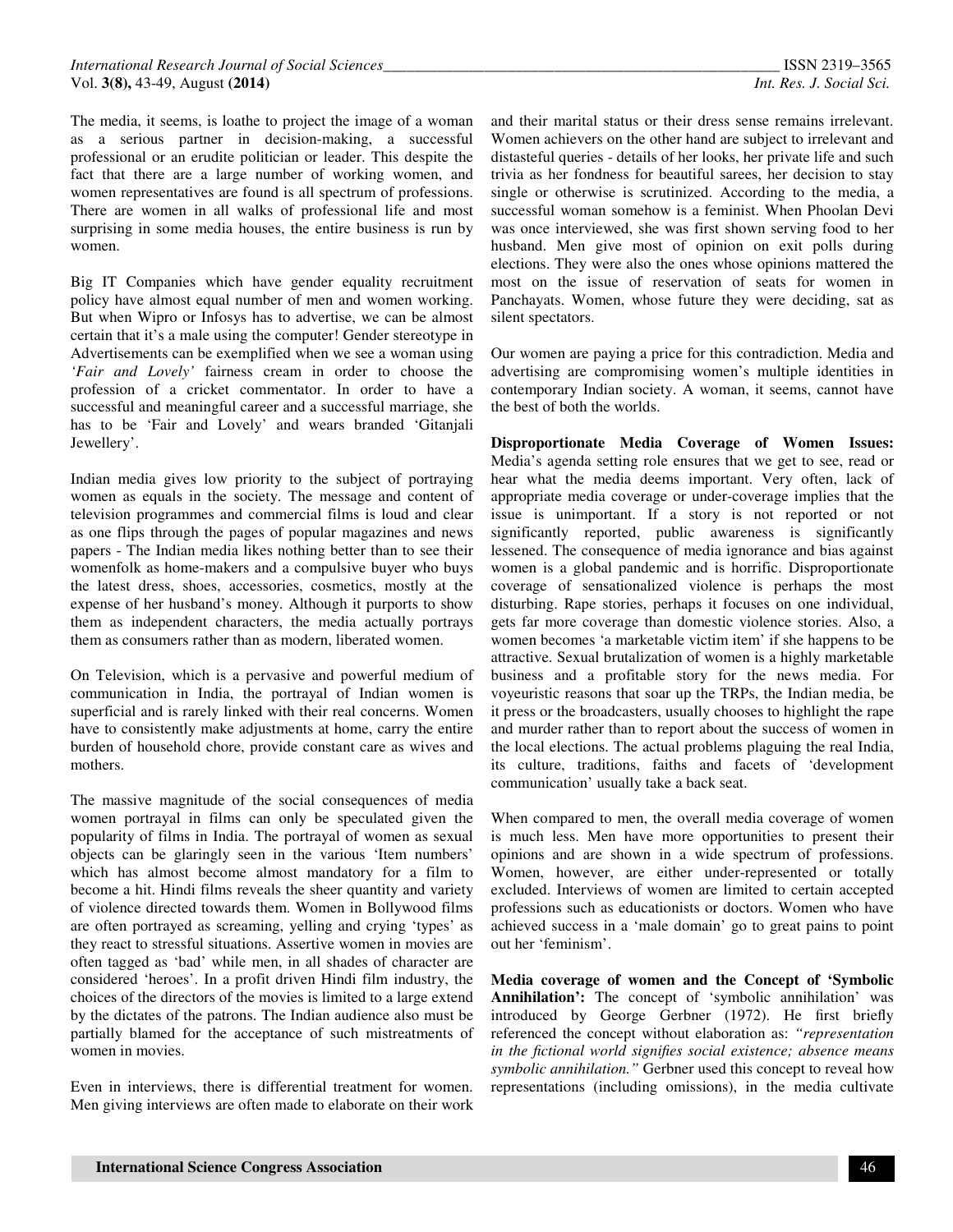The media, it seems, is loathe to project the image of a woman as a serious partner in decision-making, a successful professional or an erudite politician or leader. This despite the fact that there are a large number of working women, and women representatives are found is all spectrum of professions. There are women in all walks of professional life and most surprising in some media houses, the entire business is run by women.

Big IT Companies which have gender equality recruitment policy have almost equal number of men and women working. But when Wipro or Infosys has to advertise, we can be almost certain that it's a male using the computer! Gender stereotype in Advertisements can be exemplified when we see a woman using *'Fair and Lovely'* fairness cream in order to choose the profession of a cricket commentator. In order to have a successful and meaningful career and a successful marriage, she has to be 'Fair and Lovely' and wears branded 'Gitanjali Jewellery'.

Indian media gives low priority to the subject of portraying women as equals in the society. The message and content of television programmes and commercial films is loud and clear as one flips through the pages of popular magazines and news papers - The Indian media likes nothing better than to see their womenfolk as home-makers and a compulsive buyer who buys the latest dress, shoes, accessories, cosmetics, mostly at the expense of her husband's money. Although it purports to show them as independent characters, the media actually portrays them as consumers rather than as modern, liberated women.

On Television, which is a pervasive and powerful medium of communication in India, the portrayal of Indian women is superficial and is rarely linked with their real concerns. Women have to consistently make adjustments at home, carry the entire burden of household chore, provide constant care as wives and mothers.

The massive magnitude of the social consequences of media women portrayal in films can only be speculated given the popularity of films in India. The portrayal of women as sexual objects can be glaringly seen in the various 'Item numbers' which has almost become almost mandatory for a film to become a hit. Hindi films reveals the sheer quantity and variety of violence directed towards them. Women in Bollywood films are often portrayed as screaming, yelling and crying 'types' as they react to stressful situations. Assertive women in movies are often tagged as 'bad' while men, in all shades of character are considered 'heroes'. In a profit driven Hindi film industry, the choices of the directors of the movies is limited to a large extend by the dictates of the patrons. The Indian audience also must be partially blamed for the acceptance of such mistreatments of women in movies.

Even in interviews, there is differential treatment for women. Men giving interviews are often made to elaborate on their work and their marital status or their dress sense remains irrelevant. Women achievers on the other hand are subject to irrelevant and distasteful queries - details of her looks, her private life and such trivia as her fondness for beautiful sarees, her decision to stay single or otherwise is scrutinized. According to the media, a successful woman somehow is a feminist. When Phoolan Devi was once interviewed, she was first shown serving food to her husband. Men give most of opinion on exit polls during elections. They were also the ones whose opinions mattered the most on the issue of reservation of seats for women in Panchayats. Women, whose future they were deciding, sat as silent spectators.

Our women are paying a price for this contradiction. Media and advertising are compromising women's multiple identities in contemporary Indian society. A woman, it seems, cannot have the best of both the worlds.

**Disproportionate Media Coverage of Women Issues:** Media's agenda setting role ensures that we get to see, read or hear what the media deems important. Very often, lack of appropriate media coverage or under-coverage implies that the issue is unimportant. If a story is not reported or not significantly reported, public awareness is significantly lessened. The consequence of media ignorance and bias against women is a global pandemic and is horrific. Disproportionate coverage of sensationalized violence is perhaps the most disturbing. Rape stories, perhaps it focuses on one individual, gets far more coverage than domestic violence stories. Also, a women becomes 'a marketable victim item' if she happens to be attractive. Sexual brutalization of women is a highly marketable business and a profitable story for the news media. For voyeuristic reasons that soar up the TRPs, the Indian media, be it press or the broadcasters, usually chooses to highlight the rape and murder rather than to report about the success of women in the local elections. The actual problems plaguing the real India, its culture, traditions, faiths and facets of 'development communication' usually take a back seat.

When compared to men, the overall media coverage of women is much less. Men have more opportunities to present their opinions and are shown in a wide spectrum of professions. Women, however, are either under-represented or totally excluded. Interviews of women are limited to certain accepted professions such as educationists or doctors. Women who have achieved success in a 'male domain' go to great pains to point out her 'feminism'.

**Media coverage of women and the Concept of 'Symbolic Annihilation':** The concept of 'symbolic annihilation' was introduced by George Gerbner (1972). He first briefly referenced the concept without elaboration as: *"representation in the fictional world signifies social existence; absence means symbolic annihilation."* Gerbner used this concept to reveal how representations (including omissions), in the media cultivate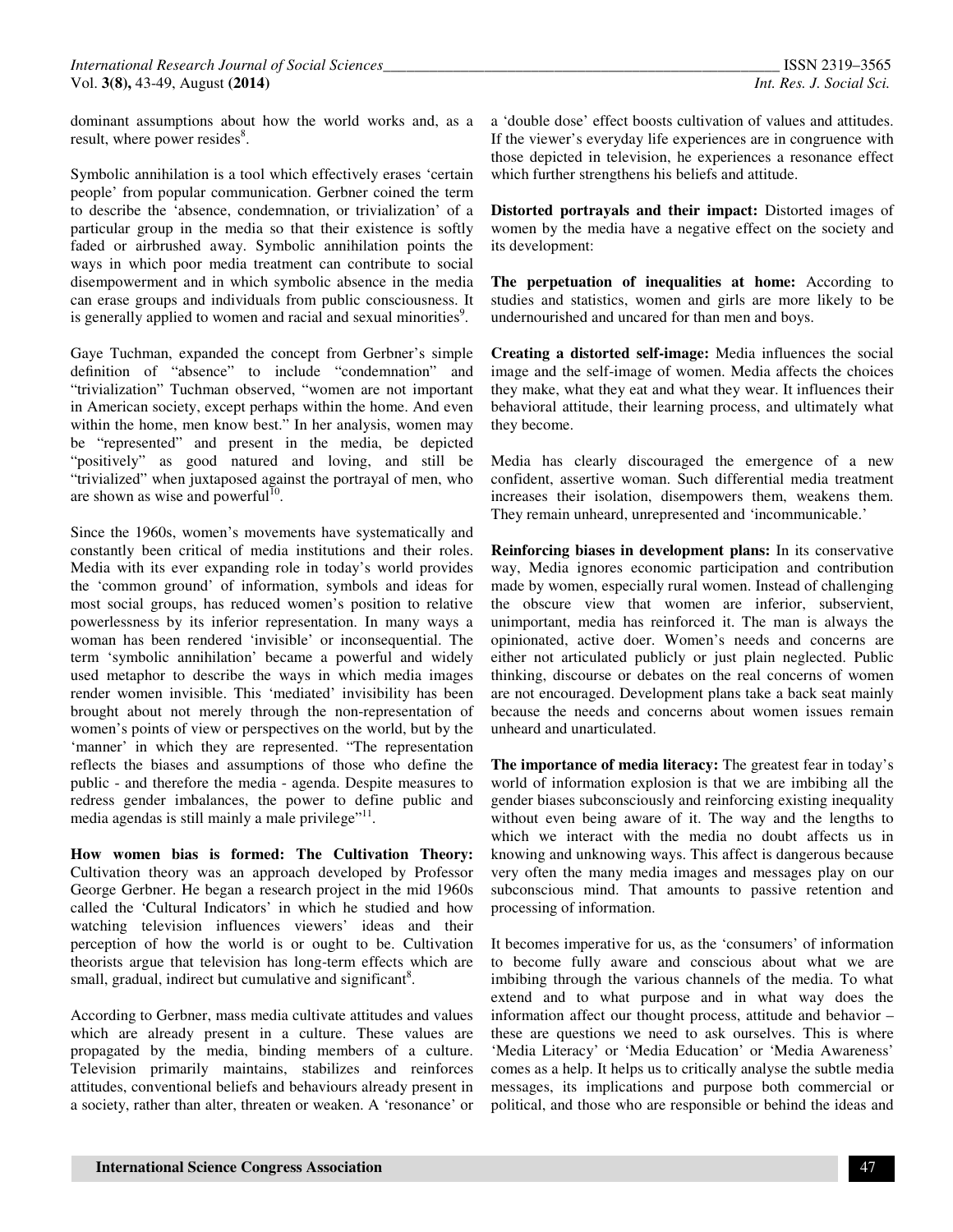dominant assumptions about how the world works and, as a result, where power resides[8].

Symbolic annihilation is a tool which effectively erases 'certain people' from popular communication. Gerbner coined the term to describe the 'absence, condemnation, or trivialization' of a particular group in the media so that their existence is softly faded or airbrushed away. Symbolic annihilation points the ways in which poor media treatment can contribute to social disempowerment and in which symbolic absence in the media can erase groups and individuals from public consciousness. It is generally applied to women and racial and sexual minorities[9].

Gaye Tuchman, expanded the concept from Gerbner's simple definition of "absence" to include "condemnation" and "trivialization" Tuchman observed, "women are not important in American society, except perhaps within the home. And even within the home, men know best." In her analysis, women may be "represented" and present in the media, be depicted "positively" as good natured and loving, and still be "trivialized" when juxtaposed against the portrayal of men, who are shown as wise and powerful[10].

Since the 1960s, women's movements have systematically and constantly been critical of media institutions and their roles. Media with its ever expanding role in today's world provides the 'common ground' of information, symbols and ideas for most social groups, has reduced women's position to relative powerlessness by its inferior representation. In many ways a woman has been rendered 'invisible' or inconsequential. The term 'symbolic annihilation' became a powerful and widely used metaphor to describe the ways in which media images render women invisible. This 'mediated' invisibility has been brought about not merely through the non-representation of women's points of view or perspectives on the world, but by the 'manner' in which they are represented. "The representation reflects the biases and assumptions of those who define the public - and therefore the media - agenda. Despite measures to redress gender imbalances, the power to define public and media agendas is still mainly a male privilege"[11].

**How women bias is formed: The Cultivation Theory:** Cultivation theory was an approach developed by Professor George Gerbner. He began a research project in the mid 1960s called the 'Cultural Indicators' in which he studied and how watching television influences viewers' ideas and their perception of how the world is or ought to be. Cultivation theorists argue that television has long-term effects which are small, gradual, indirect but cumulative and significant[8].

According to Gerbner, mass media cultivate attitudes and values which are already present in a culture. These values are propagated by the media, binding members of a culture. Television primarily maintains, stabilizes and reinforces attitudes, conventional beliefs and behaviours already present in a society, rather than alter, threaten or weaken. A 'resonance' or a 'double dose' effect boosts cultivation of values and attitudes. If the viewer's everyday life experiences are in congruence with those depicted in television, he experiences a resonance effect which further strengthens his beliefs and attitude.

**Distorted portrayals and their impact:** Distorted images of women by the media have a negative effect on the society and its development:

**The perpetuation of inequalities at home:** According to studies and statistics, women and girls are more likely to be undernourished and uncared for than men and boys.

**Creating a distorted self-image:** Media influences the social image and the self-image of women. Media affects the choices they make, what they eat and what they wear. It influences their behavioral attitude, their learning process, and ultimately what they become.

Media has clearly discouraged the emergence of a new confident, assertive woman. Such differential media treatment increases their isolation, disempowers them, weakens them. They remain unheard, unrepresented and 'incommunicable.'

**Reinforcing biases in development plans:** In its conservative way, Media ignores economic participation and contribution made by women, especially rural women. Instead of challenging the obscure view that women are inferior, subservient, unimportant, media has reinforced it. The man is always the opinionated, active doer. Women's needs and concerns are either not articulated publicly or just plain neglected. Public thinking, discourse or debates on the real concerns of women are not encouraged. Development plans take a back seat mainly because the needs and concerns about women issues remain unheard and unarticulated.

**The importance of media literacy:** The greatest fear in today's world of information explosion is that we are imbibing all the gender biases subconsciously and reinforcing existing inequality without even being aware of it. The way and the lengths to which we interact with the media no doubt affects us in knowing and unknowing ways. This affect is dangerous because very often the many media images and messages play on our subconscious mind. That amounts to passive retention and processing of information.

It becomes imperative for us, as the 'consumers' of information to become fully aware and conscious about what we are imbibing through the various channels of the media. To what extend and to what purpose and in what way does the information affect our thought process, attitude and behavior – these are questions we need to ask ourselves. This is where 'Media Literacy' or 'Media Education' or 'Media Awareness' comes as a help. It helps us to critically analyse the subtle media messages, its implications and purpose both commercial or political, and those who are responsible or behind the ideas and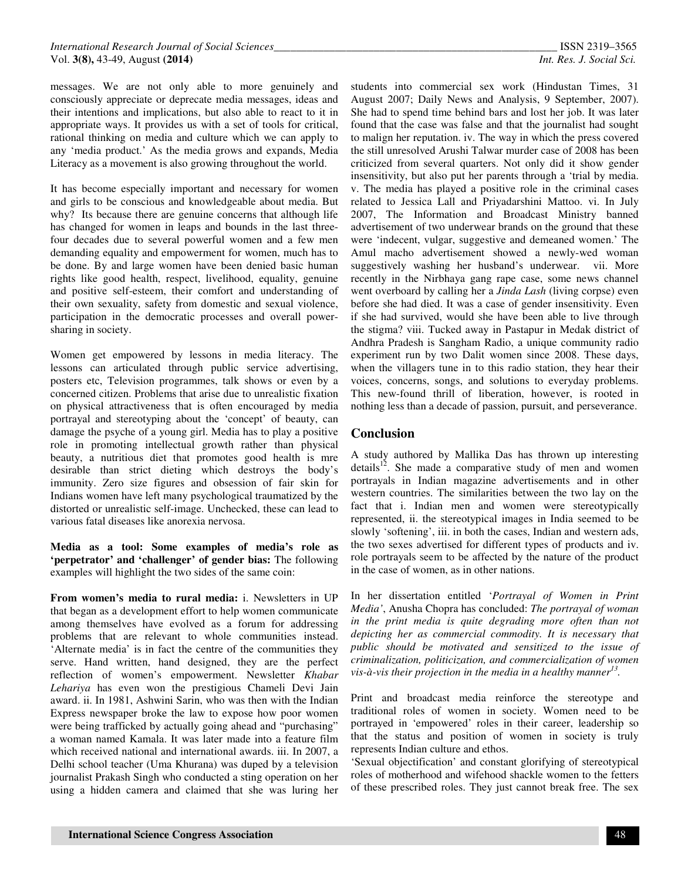messages. We are not only able to more genuinely and consciously appreciate or deprecate media messages, ideas and their intentions and implications, but also able to react to it in appropriate ways. It provides us with a set of tools for critical, rational thinking on media and culture which we can apply to any 'media product.' As the media grows and expands, Media Literacy as a movement is also growing throughout the world.

It has become especially important and necessary for women and girls to be conscious and knowledgeable about media. But why? Its because there are genuine concerns that although life has changed for women in leaps and bounds in the last three-four decades due to several powerful women and a few men demanding equality and empowerment for women, much has to be done. By and large women have been denied basic human rights like good health, respect, livelihood, equality, genuine and positive self-esteem, their comfort and understanding of their own sexuality, safety from domestic and sexual violence, participation in the democratic processes and overall power-sharing in society.

Women get empowered by lessons in media literacy. The lessons can articulated through public service advertising, posters etc, Television programmes, talk shows or even by a concerned citizen. Problems that arise due to unrealistic fixation on physical attractiveness that is often encouraged by media portrayal and stereotyping about the 'concept' of beauty, can damage the psyche of a young girl. Media has to play a positive role in promoting intellectual growth rather than physical beauty, a nutritious diet that promotes good health is mre desirable than strict dieting which destroys the body's immunity. Zero size figures and obsession of fair skin for Indians women have left many psychological traumatized by the distorted or unrealistic self-image. Unchecked, these can lead to various fatal diseases like anorexia nervosa.

**Media as a tool: Some examples of media's role as 'perpetrator' and 'challenger' of gender bias:** The following examples will highlight the two sides of the same coin:

**From women's media to rural media:** i. Newsletters in UP that began as a development effort to help women communicate among themselves have evolved as a forum for addressing problems that are relevant to whole communities instead. 'Alternate media' is in fact the centre of the communities they serve. Hand written, hand designed, they are the perfect reflection of women's empowerment. Newsletter *Khabar Lehariya* has even won the prestigious Chameli Devi Jain award. ii. In 1981, Ashwini Sarin, who was then with the Indian Express newspaper broke the law to expose how poor women were being trafficked by actually going ahead and "purchasing" a woman named Kamala. It was later made into a feature film which received national and international awards. iii. In 2007, a Delhi school teacher (Uma Khurana) was duped by a television journalist Prakash Singh who conducted a sting operation on her using a hidden camera and claimed that she was luring her students into commercial sex work (Hindustan Times, 31 August 2007; Daily News and Analysis, 9 September, 2007). She had to spend time behind bars and lost her job. It was later found that the case was false and that the journalist had sought to malign her reputation. iv. The way in which the press covered the still unresolved Arushi Talwar murder case of 2008 has been criticized from several quarters. Not only did it show gender insensitivity, but also put her parents through a 'trial by media. v. The media has played a positive role in the criminal cases related to Jessica Lall and Priyadarshini Mattoo. vi. In July 2007, The Information and Broadcast Ministry banned advertisement of two underwear brands on the ground that these were 'indecent, vulgar, suggestive and demeaned women.' The Amul macho advertisement showed a newly-wed woman suggestively washing her husband's underwear. vii. More recently in the Nirbhaya gang rape case, some news channel went overboard by calling her a *Jinda Lash* (living corpse) even before she had died. It was a case of gender insensitivity. Even if she had survived, would she have been able to live through the stigma? viii. Tucked away in Pastapur in Medak district of Andhra Pradesh is Sangham Radio, a unique community radio experiment run by two Dalit women since 2008. These days, when the villagers tune in to this radio station, they hear their voices, concerns, songs, and solutions to everyday problems. This new-found thrill of liberation, however, is rooted in nothing less than a decade of passion, pursuit, and perseverance.

## Conclusion

A study authored by Mallika Das has thrown up interesting details[12]. She made a comparative study of men and women portrayals in Indian magazine advertisements and in other western countries. The similarities between the two lay on the fact that i. Indian men and women were stereotypically represented, ii. the stereotypical images in India seemed to be slowly 'softening', iii. in both the cases, Indian and western ads, the two sexes advertised for different types of products and iv. role portrayals seem to be affected by the nature of the product in the case of women, as in other nations.

In her dissertation entitled '*Portrayal of Women in Print Media*', Anusha Chopra has concluded: *The portrayal of woman in the print media is quite degrading more often than not depicting her as commercial commodity. It is necessary that public should be motivated and sensitized to the issue of criminalization, politicization, and commercialization of women vis-à-vis their projection in the media in a healthy manner*[13].

Print and broadcast media reinforce the stereotype and traditional roles of women in society. Women need to be portrayed in 'empowered' roles in their career, leadership so that the status and position of women in society is truly represents Indian culture and ethos.

'Sexual objectification' and constant glorifying of stereotypical roles of motherhood and wifehood shackle women to the fetters of these prescribed roles. They just cannot break free. The sex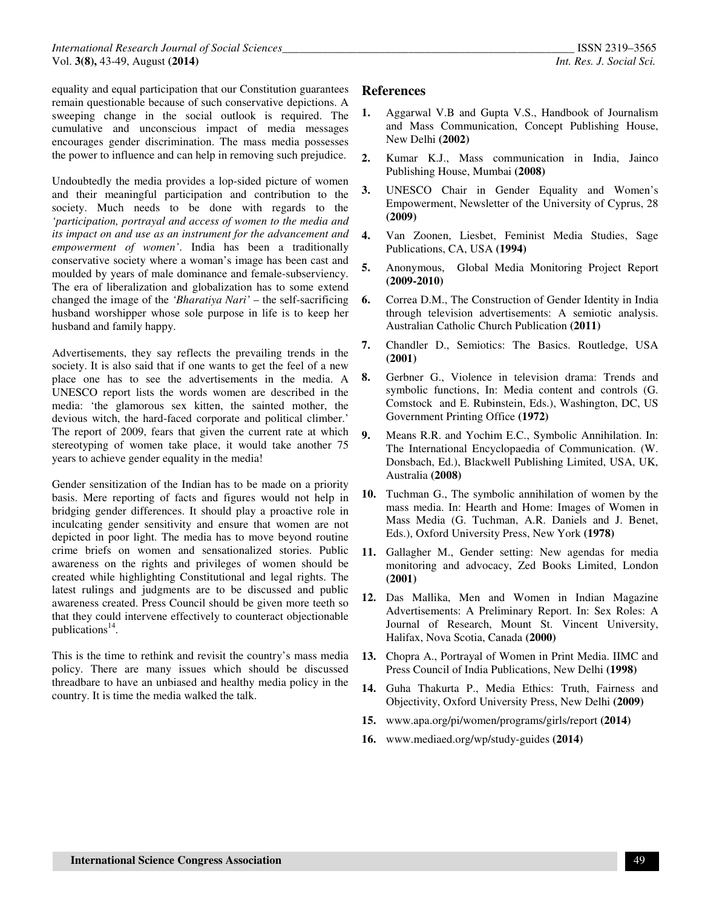equality and equal participation that our Constitution guarantees remain questionable because of such conservative depictions. A sweeping change in the social outlook is required. The cumulative and unconscious impact of media messages encourages gender discrimination. The mass media possesses the power to influence and can help in removing such prejudice.

Undoubtedly the media provides a lop-sided picture of women and their meaningful participation and contribution to the society. Much needs to be done with regards to the *'participation, portrayal and access of women to the media and its impact on and use as an instrument for the advancement and empowerment of women'*. India has been a traditionally conservative society where a woman's image has been cast and moulded by years of male dominance and female-subserviency. The era of liberalization and globalization has to some extend changed the image of the *'Bharatiya Nari'* – the self-sacrificing husband worshipper whose sole purpose in life is to keep her husband and family happy.

Advertisements, they say reflects the prevailing trends in the society. It is also said that if one wants to get the feel of a new place one has to see the advertisements in the media. A UNESCO report lists the words women are described in the media: 'the glamorous sex kitten, the sainted mother, the devious witch, the hard-faced corporate and political climber.' The report of 2009, fears that given the current rate at which stereotyping of women take place, it would take another 75 years to achieve gender equality in the media!

Gender sensitization of the Indian has to be made on a priority basis. Mere reporting of facts and figures would not help in bridging gender differences. It should play a proactive role in inculcating gender sensitivity and ensure that women are not depicted in poor light. The media has to move beyond routine crime briefs on women and sensationalized stories. Public awareness on the rights and privileges of women should be created while highlighting Constitutional and legal rights. The latest rulings and judgments are to be discussed and public awareness created. Press Council should be given more teeth so that they could intervene effectively to counteract objectionable publications[14].

This is the time to rethink and revisit the country's mass media policy. There are many issues which should be discussed threadbare to have an unbiased and healthy media policy in the country. It is time the media walked the talk.

## References

1. Aggarwal V.B and Gupta V.S., Handbook of Journalism and Mass Communication, Concept Publishing House, New Delhi **(2002)**
2. Kumar K.J., Mass communication in India, Jainco Publishing House, Mumbai **(2008)**
3. UNESCO Chair in Gender Equality and Women's Empowerment, Newsletter of the University of Cyprus, 28 **(2009)**
4. Van Zoonen, Liesbet, Feminist Media Studies, Sage Publications, CA, USA **(1994)**
5. Anonymous, Global Media Monitoring Project Report **(2009-2010)**
6. Correa D.M., The Construction of Gender Identity in India through television advertisements: A semiotic analysis. Australian Catholic Church Publication **(2011)**
7. Chandler D., Semiotics: The Basics. Routledge, USA **(2001)**
8. Gerbner G., Violence in television drama: Trends and symbolic functions, In: Media content and controls (G. Comstock and E. Rubinstein, Eds.), Washington, DC, US Government Printing Office **(1972)**
9. Means R.R. and Yochim E.C., Symbolic Annihilation. In: The International Encyclopaedia of Communication. (W. Donsbach, Ed.), Blackwell Publishing Limited, USA, UK, Australia **(2008)**
10. Tuchman G., The symbolic annihilation of women by the mass media. In: Hearth and Home: Images of Women in Mass Media (G. Tuchman, A.R. Daniels and J. Benet, Eds.), Oxford University Press, New York **(1978)**
11. Gallagher M., Gender setting: New agendas for media monitoring and advocacy, Zed Books Limited, London **(2001)**
12. Das Mallika, Men and Women in Indian Magazine Advertisements: A Preliminary Report. In: Sex Roles: A Journal of Research, Mount St. Vincent University, Halifax, Nova Scotia, Canada **(2000)**
13. Chopra A., Portrayal of Women in Print Media. IIMC and Press Council of India Publications, New Delhi **(1998)**
14. Guha Thakurta P., Media Ethics: Truth, Fairness and Objectivity, Oxford University Press, New Delhi **(2009)**
15. www.apa.org/pi/women/programs/girls/report **(2014)**
16. www.mediaed.org/wp/study-guides **(2014)**